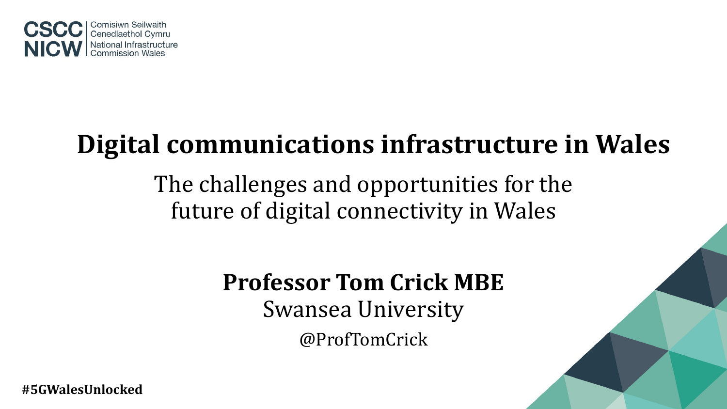CSCC NICW | Comisiwn Seilwaith Cenedlaethol Cymru | National Infrastructure Commission Wales

# Digital communications infrastructure in Wales

## The challenges and opportunities for the future of digital connectivity in Wales

**Professor Tom Crick MBE**

Swansea University

@ProfTomCrick

**#5GWalesUnlocked**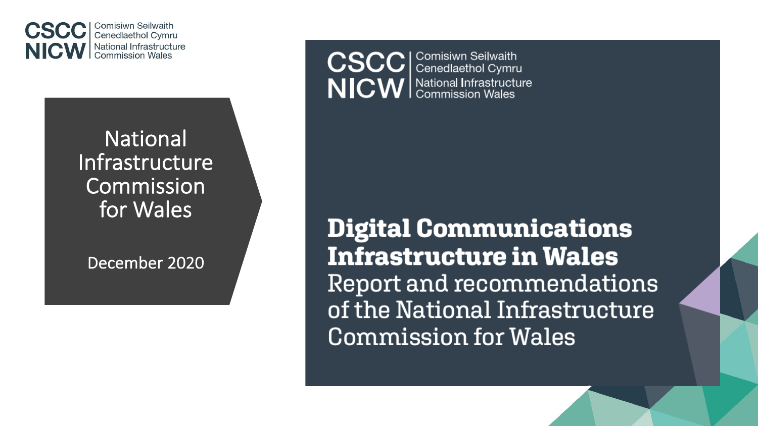CSCC NICW | Comisiwn Seilwaith Cenedlaethol Cymru | National Infrastructure Commission Wales

# National Infrastructure Commission for Wales

December 2020

CSCC NICW | Comisiwn Seilwaith Cenedlaethol Cymru | National Infrastructure Commission Wales

## Digital Communications Infrastructure in Wales

Report and recommendations of the National Infrastructure Commission for Wales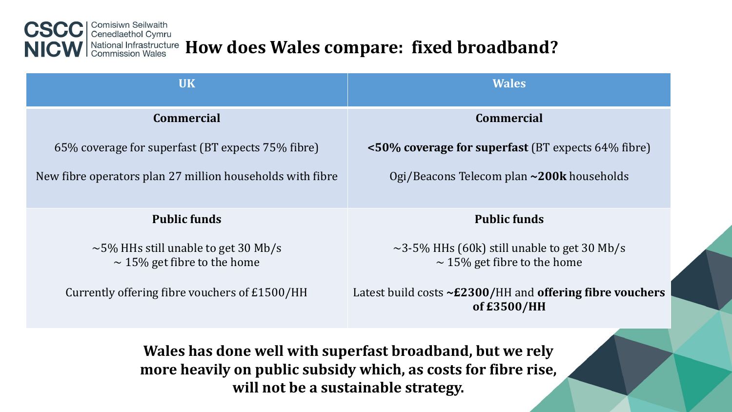## How does Wales compare: fixed broadband?

| UK | Wales |
| --- | --- |
| **Commercial** | **Commercial** |
| 65% coverage for superfast (BT expects 75% fibre) | **<50% coverage for superfast** (BT expects 64% fibre) |
| New fibre operators plan 27 million households with fibre | Ogi/Beacons Telecom plan **~200k** households |
| **Public funds** | **Public funds** |
| ~5% HHs still unable to get 30 Mb/s<br>~ 15% get fibre to the home | ~3-5% HHs (60k) still unable to get 30 Mb/s<br>~ 15% get fibre to the home |
| Currently offering fibre vouchers of £1500/HH | Latest build costs **~£2300/**HH and **offering fibre vouchers of £3500/HH** |

**Wales has done well with superfast broadband, but we rely more heavily on public subsidy which, as costs for fibre rise, will not be a sustainable strategy.**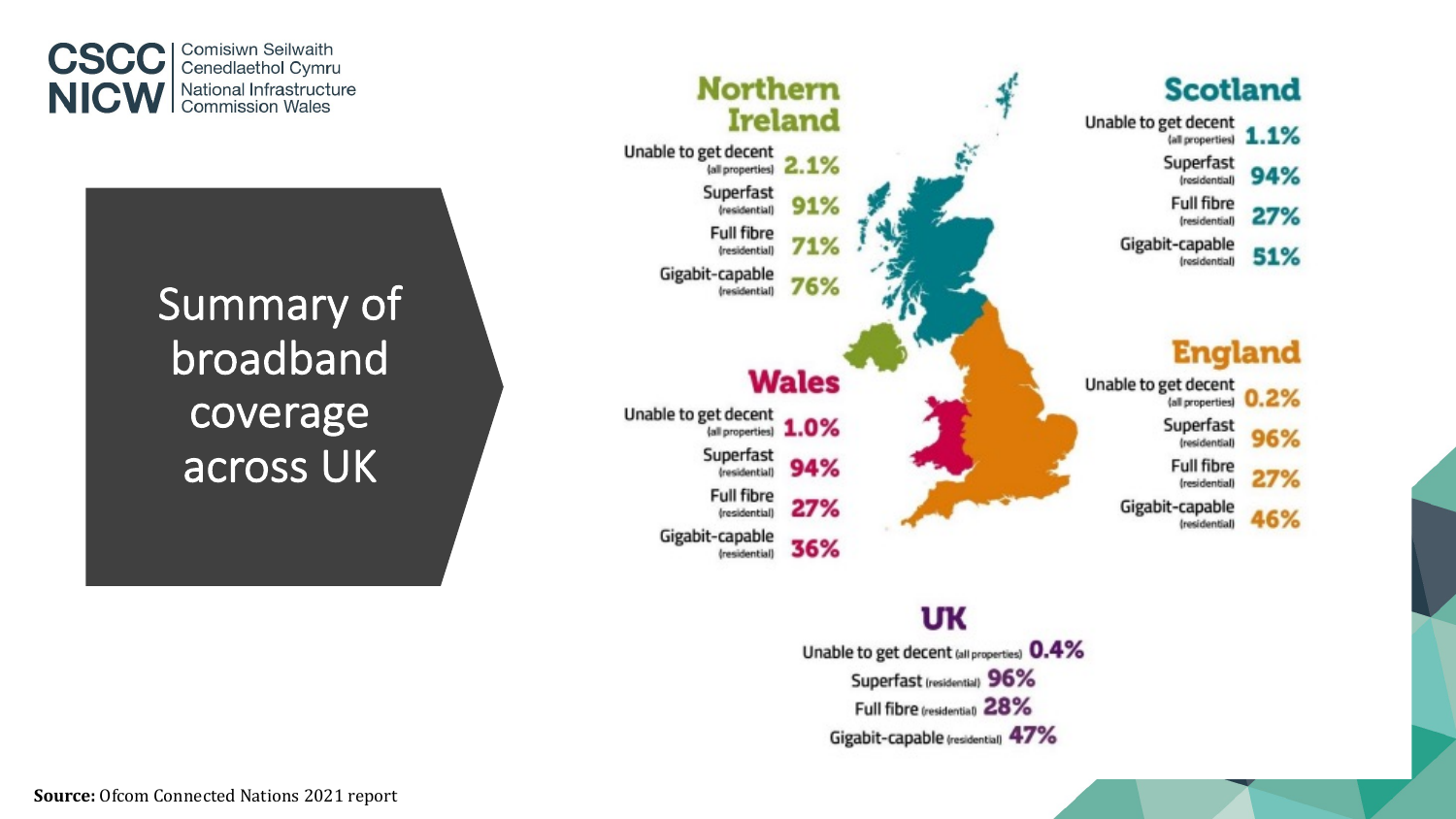# Summary of broadband coverage across UK

## Northern Ireland

- Unable to get decent (all properties): 2.1%
- Superfast (residential): 91%
- Full fibre (residential): 71%
- Gigabit-capable (residential): 76%

## Scotland

- Unable to get decent (all properties): 1.1%
- Superfast (residential): 94%
- Full fibre (residential): 27%
- Gigabit-capable (residential): 51%

## Wales

- Unable to get decent (all properties): 1.0%
- Superfast (residential): 94%
- Full fibre (residential): 27%
- Gigabit-capable (residential): 36%

## England

- Unable to get decent (all properties): 0.2%
- Superfast (residential): 96%
- Full fibre (residential): 27%
- Gigabit-capable (residential): 46%

## UK

- Unable to get decent (all properties): 0.4%
- Superfast (residential): 96%
- Full fibre (residential): 28%
- Gigabit-capable (residential): 47%

**Source:** Ofcom Connected Nations 2021 report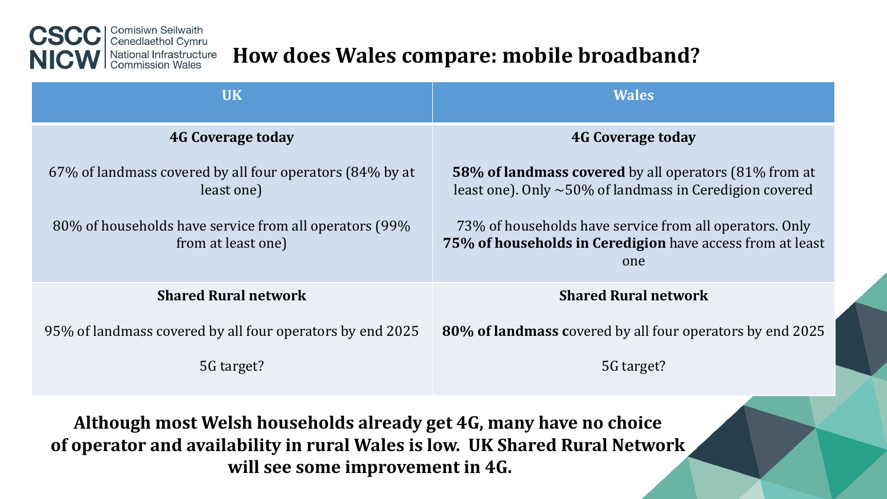# How does Wales compare: mobile broadband?

| UK | Wales |
|---|---|
| **4G Coverage today**<br><br>67% of landmass covered by all four operators (84% by at least one)<br><br>80% of households have service from all operators (99% from at least one) | **4G Coverage today**<br><br>**58% of landmass covered** by all operators (81% from at least one). Only ~50% of landmass in Ceredigion covered<br><br>73% of households have service from all operators. Only **75% of households in Ceredigion** have access from at least one |
| **Shared Rural network**<br><br>95% of landmass covered by all four operators by end 2025<br><br>5G target? | **Shared Rural network**<br><br>**80% of landmass c**overed by all four operators by end 2025<br><br>5G target? |

**Although most Welsh households already get 4G, many have no choice of operator and availability in rural Wales is low. UK Shared Rural Network will see some improvement in 4G.**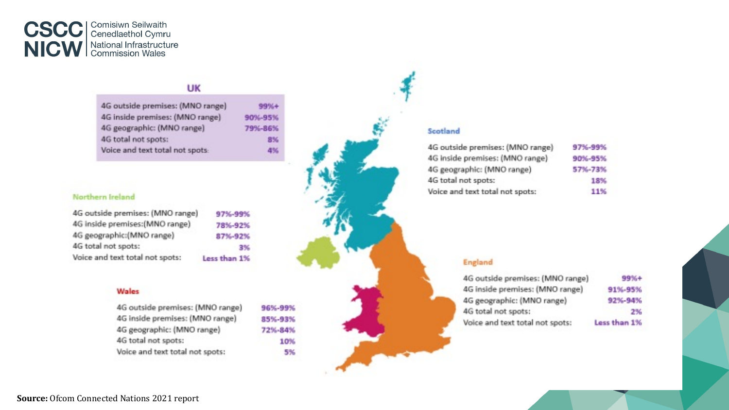## UK

| | |
|---|---|
| 4G outside premises: (MNO range) | 99%+ |
| 4G inside premises: (MNO range) | 90%-95% |
| 4G geographic: (MNO range) | 79%-86% |
| 4G total not spots: | 8% |
| Voice and text total not spots: | 4% |

## Scotland

| | |
|---|---|
| 4G outside premises: (MNO range) | 97%-99% |
| 4G inside premises: (MNO range) | 90%-95% |
| 4G geographic: (MNO range) | 57%-73% |
| 4G total not spots: | 18% |
| Voice and text total not spots: | 11% |

## Northern Ireland

| | |
|---|---|
| 4G outside premises: (MNO range) | 97%-99% |
| 4G inside premises:(MNO range) | 78%-92% |
| 4G geographic:(MNO range) | 87%-92% |
| 4G total not spots: | 3% |
| Voice and text total not spots: | Less than 1% |

## England

| | |
|---|---|
| 4G outside premises: (MNO range) | 99%+ |
| 4G inside premises: (MNO range) | 91%-95% |
| 4G geographic: (MNO range) | 92%-94% |
| 4G total not spots: | 2% |
| Voice and text total not spots: | Less than 1% |

## Wales

| | |
|---|---|
| 4G outside premises: (MNO range) | 96%-99% |
| 4G inside premises: (MNO range) | 85%-93% |
| 4G geographic: (MNO range) | 72%-84% |
| 4G total not spots: | 10% |
| Voice and text total not spots: | 5% |

**Source:** Ofcom Connected Nations 2021 report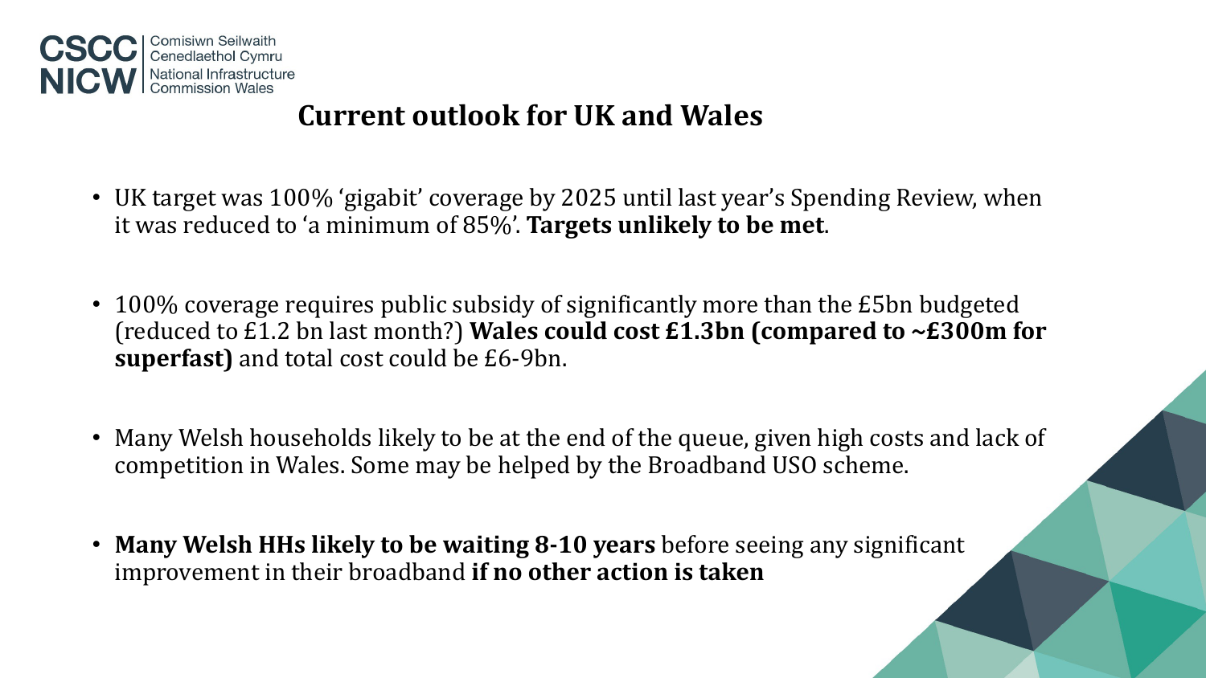## Current outlook for UK and Wales

- UK target was 100% ‘gigabit’ coverage by 2025 until last year’s Spending Review, when it was reduced to ‘a minimum of 85%’. **Targets unlikely to be met**.

- 100% coverage requires public subsidy of significantly more than the £5bn budgeted (reduced to £1.2 bn last month?) **Wales could cost £1.3bn (compared to ~£300m for superfast)** and total cost could be £6-9bn.

- Many Welsh households likely to be at the end of the queue, given high costs and lack of competition in Wales. Some may be helped by the Broadband USO scheme.

- **Many Welsh HHs likely to be waiting 8-10 years** before seeing any significant improvement in their broadband **if no other action is taken**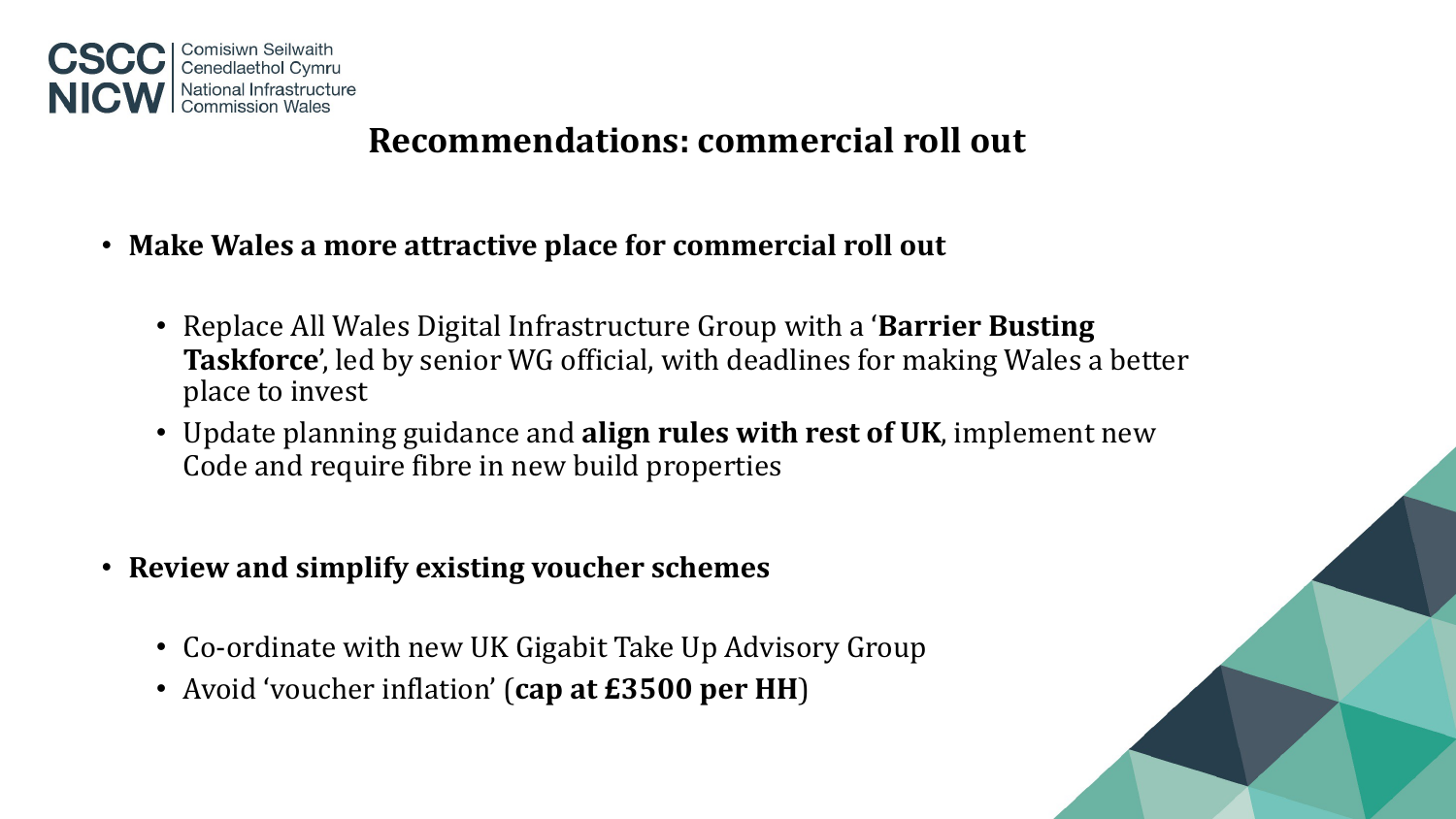## Recommendations: commercial roll out

- **Make Wales a more attractive place for commercial roll out**
  - Replace All Wales Digital Infrastructure Group with a '**Barrier Busting Taskforce**', led by senior WG official, with deadlines for making Wales a better place to invest
  - Update planning guidance and **align rules with rest of UK**, implement new Code and require fibre in new build properties
- **Review and simplify existing voucher schemes**
  - Co-ordinate with new UK Gigabit Take Up Advisory Group
  - Avoid 'voucher inflation' (**cap at £3500 per HH**)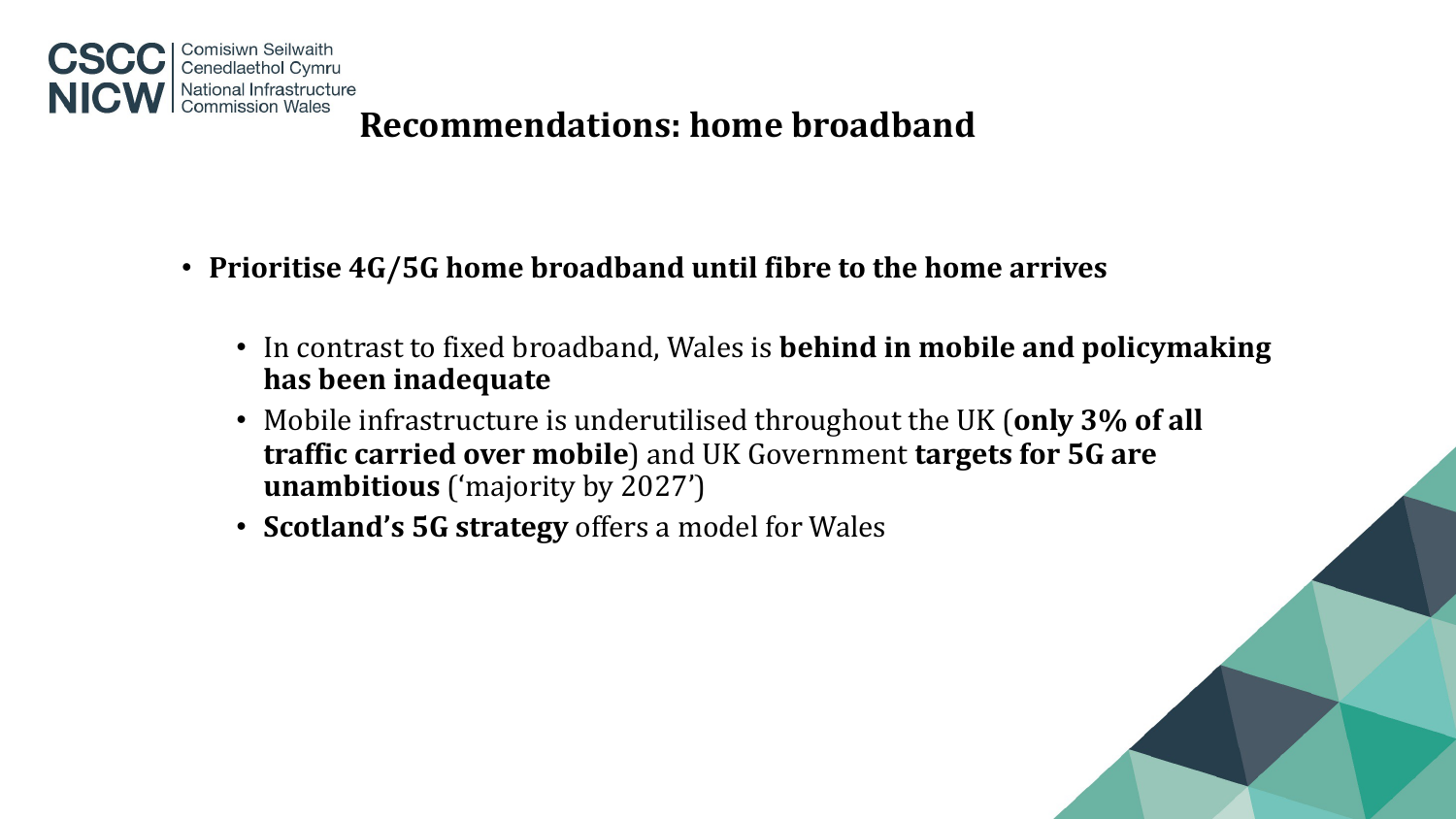# Recommendations: home broadband

- **Prioritise 4G/5G home broadband until fibre to the home arrives**
  - In contrast to fixed broadband, Wales is **behind in mobile and policymaking has been inadequate**
  - Mobile infrastructure is underutilised throughout the UK (**only 3% of all traffic carried over mobile**) and UK Government **targets for 5G are unambitious** ('majority by 2027')
  - **Scotland's 5G strategy** offers a model for Wales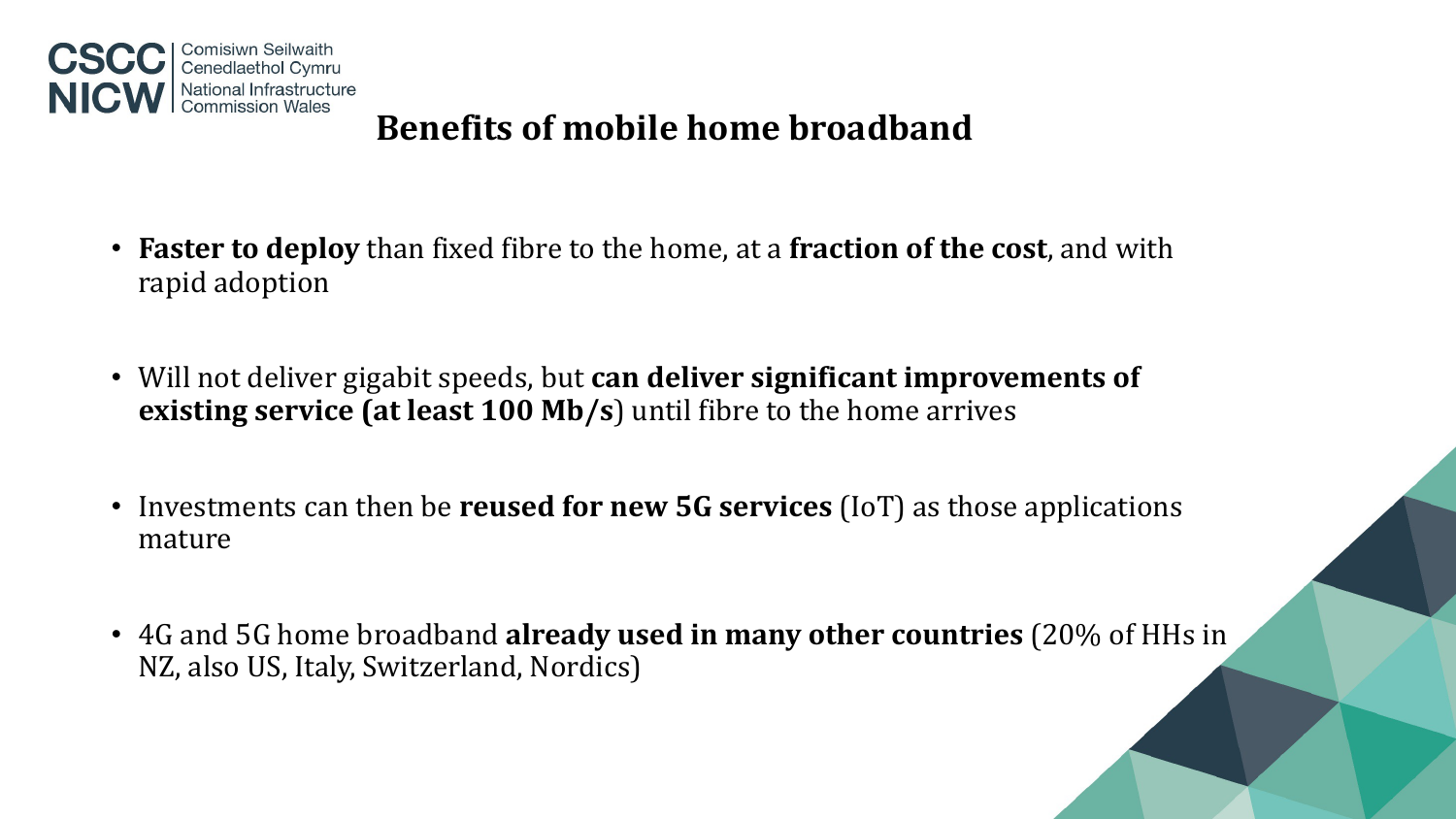# Benefits of mobile home broadband

- **Faster to deploy** than fixed fibre to the home, at a **fraction of the cost**, and with rapid adoption

- Will not deliver gigabit speeds, but **can deliver significant improvements of existing service (at least 100 Mb/s**) until fibre to the home arrives

- Investments can then be **reused for new 5G services** (IoT) as those applications mature

- 4G and 5G home broadband **already used in many other countries** (20% of HHs in NZ, also US, Italy, Switzerland, Nordics)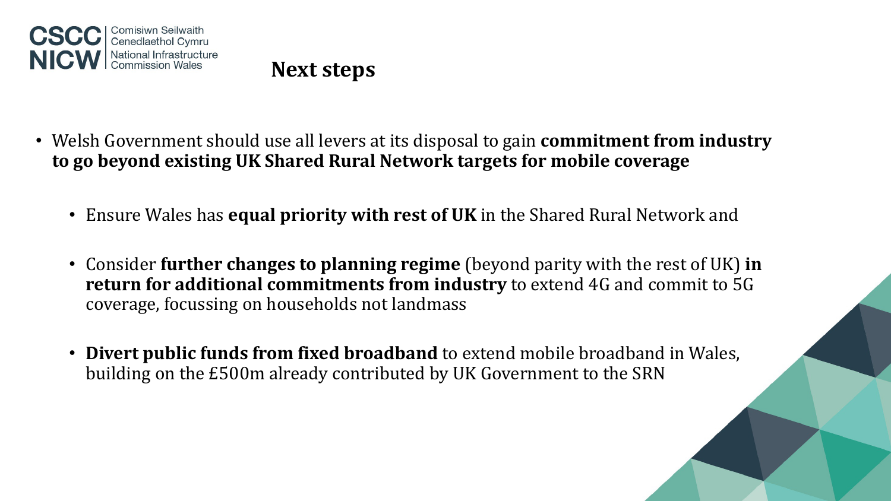## Next steps

- Welsh Government should use all levers at its disposal to gain **commitment from industry to go beyond existing UK Shared Rural Network targets for mobile coverage**
  - Ensure Wales has **equal priority with rest of UK** in the Shared Rural Network and
  - Consider **further changes to planning regime** (beyond parity with the rest of UK) **in return for additional commitments from industry** to extend 4G and commit to 5G coverage, focussing on households not landmass
  - **Divert public funds from fixed broadband** to extend mobile broadband in Wales, building on the £500m already contributed by UK Government to the SRN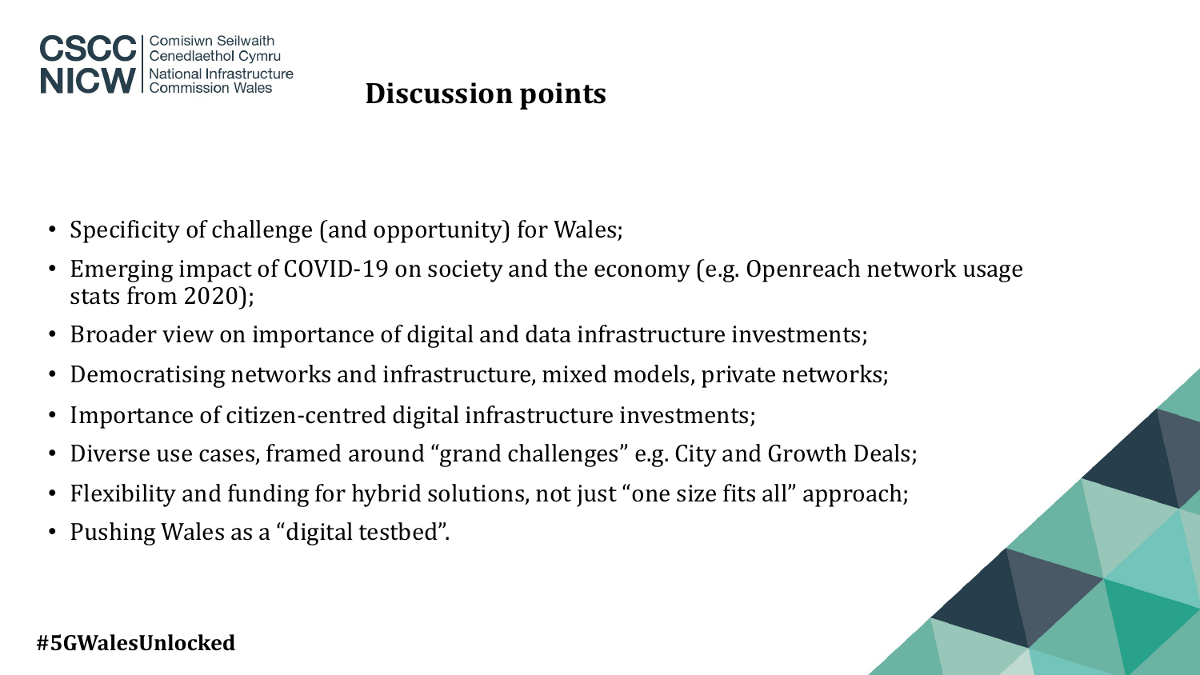CSCC NICW Comisiwn Seilwaith Cenedlaethol Cymru National Infrastructure Commission Wales

## Discussion points

- Specificity of challenge (and opportunity) for Wales;
- Emerging impact of COVID-19 on society and the economy (e.g. Openreach network usage stats from 2020);
- Broader view on importance of digital and data infrastructure investments;
- Democratising networks and infrastructure, mixed models, private networks;
- Importance of citizen-centred digital infrastructure investments;
- Diverse use cases, framed around "grand challenges" e.g. City and Growth Deals;
- Flexibility and funding for hybrid solutions, not just "one size fits all" approach;
- Pushing Wales as a "digital testbed".

**#5GWalesUnlocked**